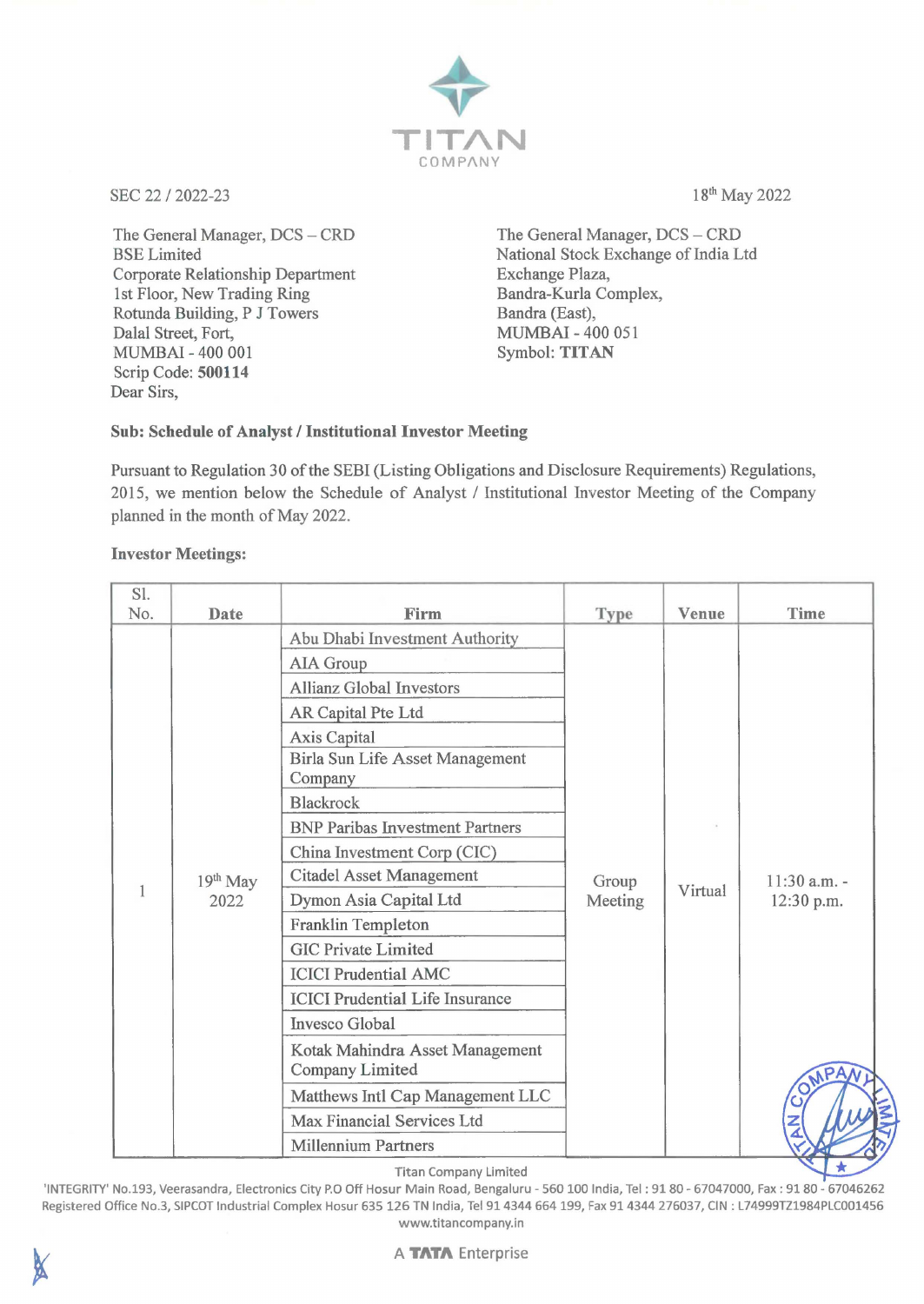SEC 22 / 2022-23

18th May 2022

The General Manager, DCS – CRD
BSE Limited
Corporate Relationship Department
1st Floor, New Trading Ring
Rotunda Building, P J Towers
Dalal Street, Fort,
MUMBAI - 400 001
Scrip Code: **500114**

The General Manager, DCS – CRD
National Stock Exchange of India Ltd
Exchange Plaza,
Bandra-Kurla Complex,
Bandra (East),
MUMBAI - 400 051
Symbol: **TITAN**

Dear Sirs,

**Sub: Schedule of Analyst / Institutional Investor Meeting**

Pursuant to Regulation 30 of the SEBI (Listing Obligations and Disclosure Requirements) Regulations, 2015, we mention below the Schedule of Analyst / Institutional Investor Meeting of the Company planned in the month of May 2022.

**Investor Meetings:**

| Sl. No. | Date | Firm | Type | Venue | Time |
|---|---|---|---|---|---|
| 1 | 19th May 2022 | Abu Dhabi Investment Authority | Group Meeting | Virtual | 11:30 a.m. - 12:30 p.m. |
| | | AIA Group | | | |
| | | Allianz Global Investors | | | |
| | | AR Capital Pte Ltd | | | |
| | | Axis Capital | | | |
| | | Birla Sun Life Asset Management Company | | | |
| | | Blackrock | | | |
| | | BNP Paribas Investment Partners | | | |
| | | China Investment Corp (CIC) | | | |
| | | Citadel Asset Management | | | |
| | | Dymon Asia Capital Ltd | | | |
| | | Franklin Templeton | | | |
| | | GIC Private Limited | | | |
| | | ICICI Prudential AMC | | | |
| | | ICICI Prudential Life Insurance | | | |
| | | Invesco Global | | | |
| | | Kotak Mahindra Asset Management Company Limited | | | |
| | | Matthews Intl Cap Management LLC | | | |
| | | Max Financial Services Ltd | | | |
| | | Millennium Partners | | | |

Titan Company Limited
'INTEGRITY' No.193, Veerasandra, Electronics City P.O Off Hosur Main Road, Bengaluru - 560 100 India, Tel : 91 80 - 67047000, Fax : 91 80 - 67046262
Registered Office No.3, SIPCOT Industrial Complex Hosur 635 126 TN India, Tel 91 4344 664 199, Fax 91 4344 276037, CIN : L74999TZ1984PLC001456
www.titancompany.in

A TATA Enterprise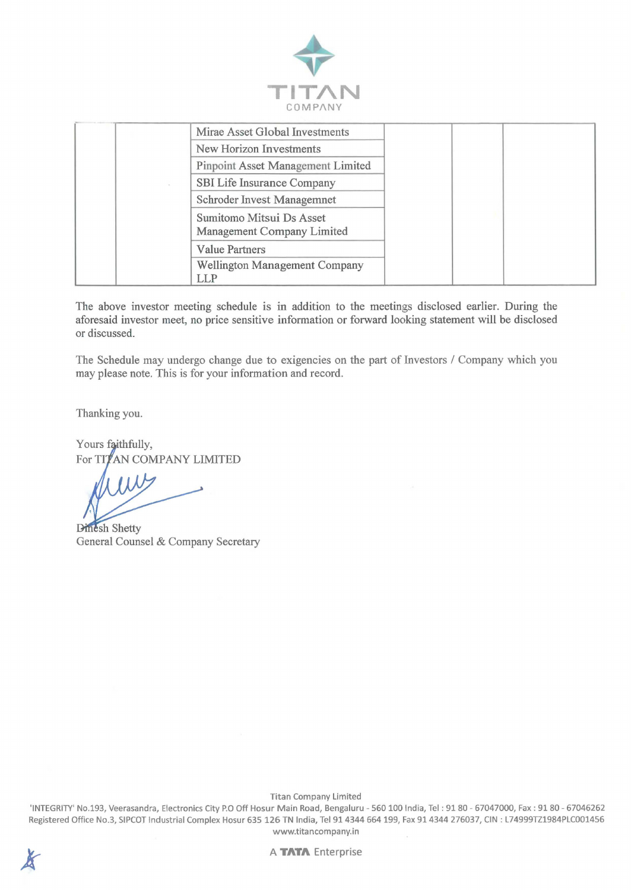| | | | | | |
|---|---|---|---|---|---|
| | | Mirae Asset Global Investments | | | |
| | | New Horizon Investments | | | |
| | | Pinpoint Asset Management Limited | | | |
| | | SBI Life Insurance Company | | | |
| | | Schroder Invest Managemnet | | | |
| | | Sumitomo Mitsui Ds Asset Management Company Limited | | | |
| | | Value Partners | | | |
| | | Wellington Management Company LLP | | | |

The above investor meeting schedule is in addition to the meetings disclosed earlier. During the aforesaid investor meet, no price sensitive information or forward looking statement will be disclosed or discussed.

The Schedule may undergo change due to exigencies on the part of Investors / Company which you may please note. This is for your information and record.

Thanking you.

Yours faithfully,
For TITAN COMPANY LIMITED

Dinesh Shetty
General Counsel & Company Secretary

Titan Company Limited
'INTEGRITY' No.193, Veerasandra, Electronics City P.O Off Hosur Main Road, Bengaluru - 560 100 India, Tel : 91 80 - 67047000, Fax : 91 80 - 67046262
Registered Office No.3, SIPCOT Industrial Complex Hosur 635 126 TN India, Tel 91 4344 664 199, Fax 91 4344 276037, CIN : L74999TZ1984PLC001456
www.titancompany.in

A TATA Enterprise